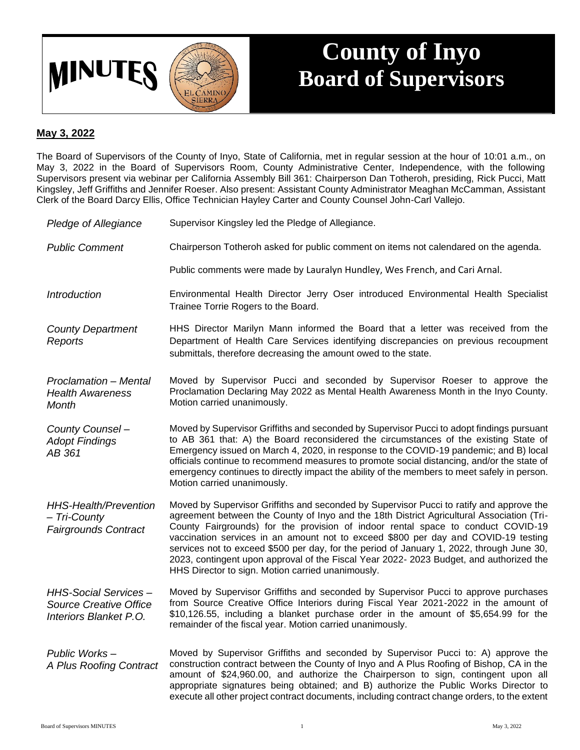# MINUTES

# County of Inyo Board of Supervisors

**May 3, 2022**

The Board of Supervisors of the County of Inyo, State of California, met in regular session at the hour of 10:01 a.m., on May 3, 2022 in the Board of Supervisors Room, County Administrative Center, Independence, with the following Supervisors present via webinar per California Assembly Bill 361: Chairperson Dan Totheroh, presiding, Rick Pucci, Matt Kingsley, Jeff Griffiths and Jennifer Roeser. Also present: Assistant County Administrator Meaghan McCamman, Assistant Clerk of the Board Darcy Ellis, Office Technician Hayley Carter and County Counsel John-Carl Vallejo.

*Pledge of Allegiance*

Supervisor Kingsley led the Pledge of Allegiance.

*Public Comment*

Chairperson Totheroh asked for public comment on items not calendared on the agenda.

Public comments were made by Lauralyn Hundley, Wes French, and Cari Arnal.

*Introduction*

Environmental Health Director Jerry Oser introduced Environmental Health Specialist Trainee Torrie Rogers to the Board.

*County Department Reports*

HHS Director Marilyn Mann informed the Board that a letter was received from the Department of Health Care Services identifying discrepancies on previous recoupment submittals, therefore decreasing the amount owed to the state.

*Proclamation – Mental Health Awareness Month*

Moved by Supervisor Pucci and seconded by Supervisor Roeser to approve the Proclamation Declaring May 2022 as Mental Health Awareness Month in the Inyo County. Motion carried unanimously.

*County Counsel – Adopt Findings AB 361*

Moved by Supervisor Griffiths and seconded by Supervisor Pucci to adopt findings pursuant to AB 361 that: A) the Board reconsidered the circumstances of the existing State of Emergency issued on March 4, 2020, in response to the COVID-19 pandemic; and B) local officials continue to recommend measures to promote social distancing, and/or the state of emergency continues to directly impact the ability of the members to meet safely in person. Motion carried unanimously.

*HHS-Health/Prevention – Tri-County Fairgrounds Contract*

Moved by Supervisor Griffiths and seconded by Supervisor Pucci to ratify and approve the agreement between the County of Inyo and the 18th District Agricultural Association (Tri-County Fairgrounds) for the provision of indoor rental space to conduct COVID-19 vaccination services in an amount not to exceed $800 per day and COVID-19 testing services not to exceed $500 per day, for the period of January 1, 2022, through June 30, 2023, contingent upon approval of the Fiscal Year 2022- 2023 Budget, and authorized the HHS Director to sign. Motion carried unanimously.

*HHS-Social Services – Source Creative Office Interiors Blanket P.O.*

Moved by Supervisor Griffiths and seconded by Supervisor Pucci to approve purchases from Source Creative Office Interiors during Fiscal Year 2021-2022 in the amount of $10,126.55, including a blanket purchase order in the amount of $5,654.99 for the remainder of the fiscal year. Motion carried unanimously.

*Public Works – A Plus Roofing Contract*

Moved by Supervisor Griffiths and seconded by Supervisor Pucci to: A) approve the construction contract between the County of Inyo and A Plus Roofing of Bishop, CA in the amount of $24,960.00, and authorize the Chairperson to sign, contingent upon all appropriate signatures being obtained; and B) authorize the Public Works Director to execute all other project contract documents, including contract change orders, to the extent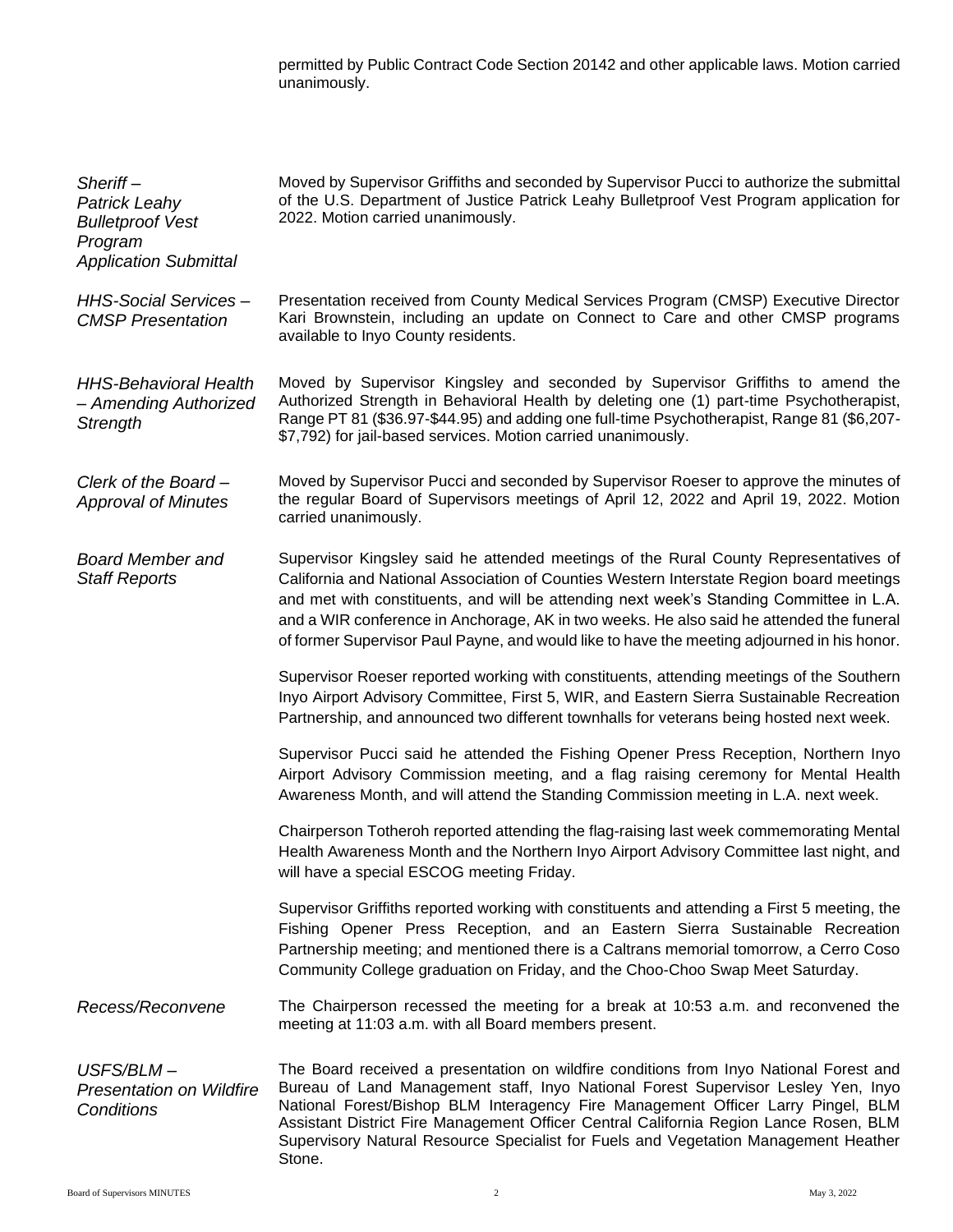permitted by Public Contract Code Section 20142 and other applicable laws. Motion carried unanimously.

*Sheriff – Patrick Leahy Bulletproof Vest Program Application Submittal*

Moved by Supervisor Griffiths and seconded by Supervisor Pucci to authorize the submittal of the U.S. Department of Justice Patrick Leahy Bulletproof Vest Program application for 2022. Motion carried unanimously.

*HHS-Social Services – CMSP Presentation*

Presentation received from County Medical Services Program (CMSP) Executive Director Kari Brownstein, including an update on Connect to Care and other CMSP programs available to Inyo County residents.

*HHS-Behavioral Health – Amending Authorized Strength*

Moved by Supervisor Kingsley and seconded by Supervisor Griffiths to amend the Authorized Strength in Behavioral Health by deleting one (1) part-time Psychotherapist, Range PT 81 ($36.97-$44.95) and adding one full-time Psychotherapist, Range 81 ($6,207-$7,792) for jail-based services. Motion carried unanimously.

*Clerk of the Board – Approval of Minutes*

Moved by Supervisor Pucci and seconded by Supervisor Roeser to approve the minutes of the regular Board of Supervisors meetings of April 12, 2022 and April 19, 2022. Motion carried unanimously.

*Board Member and Staff Reports*

Supervisor Kingsley said he attended meetings of the Rural County Representatives of California and National Association of Counties Western Interstate Region board meetings and met with constituents, and will be attending next week's Standing Committee in L.A. and a WIR conference in Anchorage, AK in two weeks. He also said he attended the funeral of former Supervisor Paul Payne, and would like to have the meeting adjourned in his honor.

Supervisor Roeser reported working with constituents, attending meetings of the Southern Inyo Airport Advisory Committee, First 5, WIR, and Eastern Sierra Sustainable Recreation Partnership, and announced two different townhalls for veterans being hosted next week.

Supervisor Pucci said he attended the Fishing Opener Press Reception, Northern Inyo Airport Advisory Commission meeting, and a flag raising ceremony for Mental Health Awareness Month, and will attend the Standing Commission meeting in L.A. next week.

Chairperson Totheroh reported attending the flag-raising last week commemorating Mental Health Awareness Month and the Northern Inyo Airport Advisory Committee last night, and will have a special ESCOG meeting Friday.

Supervisor Griffiths reported working with constituents and attending a First 5 meeting, the Fishing Opener Press Reception, and an Eastern Sierra Sustainable Recreation Partnership meeting; and mentioned there is a Caltrans memorial tomorrow, a Cerro Coso Community College graduation on Friday, and the Choo-Choo Swap Meet Saturday.

*Recess/Reconvene*

The Chairperson recessed the meeting for a break at 10:53 a.m. and reconvened the meeting at 11:03 a.m. with all Board members present.

*USFS/BLM – Presentation on Wildfire Conditions*

The Board received a presentation on wildfire conditions from Inyo National Forest and Bureau of Land Management staff, Inyo National Forest Supervisor Lesley Yen, Inyo National Forest/Bishop BLM Interagency Fire Management Officer Larry Pingel, BLM Assistant District Fire Management Officer Central California Region Lance Rosen, BLM Supervisory Natural Resource Specialist for Fuels and Vegetation Management Heather Stone.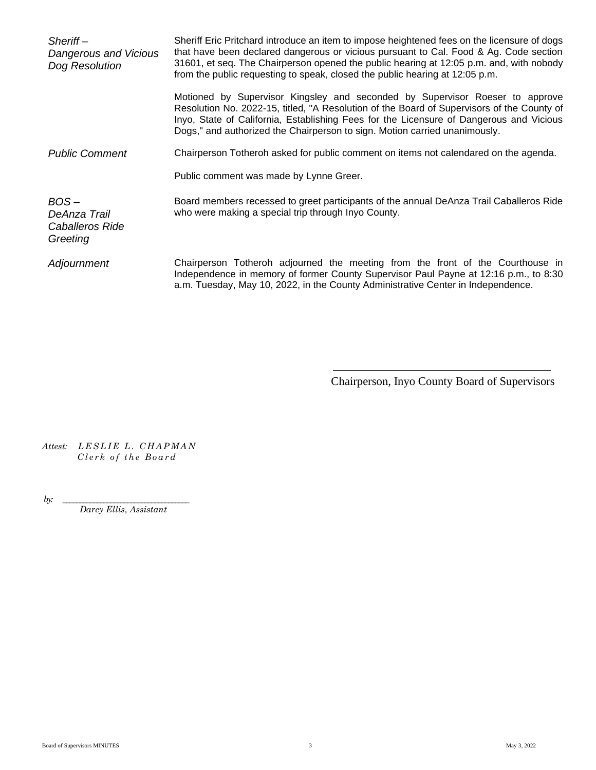*Sheriff – Dangerous and Vicious Dog Resolution*

Sheriff Eric Pritchard introduce an item to impose heightened fees on the licensure of dogs that have been declared dangerous or vicious pursuant to Cal. Food & Ag. Code section 31601, et seq. The Chairperson opened the public hearing at 12:05 p.m. and, with nobody from the public requesting to speak, closed the public hearing at 12:05 p.m.

Motioned by Supervisor Kingsley and seconded by Supervisor Roeser to approve Resolution No. 2022-15, titled, "A Resolution of the Board of Supervisors of the County of Inyo, State of California, Establishing Fees for the Licensure of Dangerous and Vicious Dogs," and authorized the Chairperson to sign. Motion carried unanimously.

*Public Comment*

Chairperson Totheroh asked for public comment on items not calendared on the agenda.

Public comment was made by Lynne Greer.

*BOS – DeAnza Trail Caballeros Ride Greeting*

Board members recessed to greet participants of the annual DeAnza Trail Caballeros Ride who were making a special trip through Inyo County.

*Adjournment*

Chairperson Totheroh adjourned the meeting from the front of the Courthouse in Independence in memory of former County Supervisor Paul Payne at 12:16 p.m., to 8:30 a.m. Tuesday, May 10, 2022, in the County Administrative Center in Independence.

\_\_\_\_\_\_\_\_\_\_\_\_\_\_\_\_\_\_\_\_\_\_\_\_\_\_\_\_\_\_\_\_\_\_\_\_\_\_\_\_
Chairperson, Inyo County Board of Supervisors

*Attest: LESLIE L. CHAPMAN*
*Clerk of the Board*

*by:* \_\_\_\_\_\_\_\_\_\_\_\_\_\_\_\_\_\_\_\_\_\_\_\_\_\_\_\_\_\_
*Darcy Ellis, Assistant*